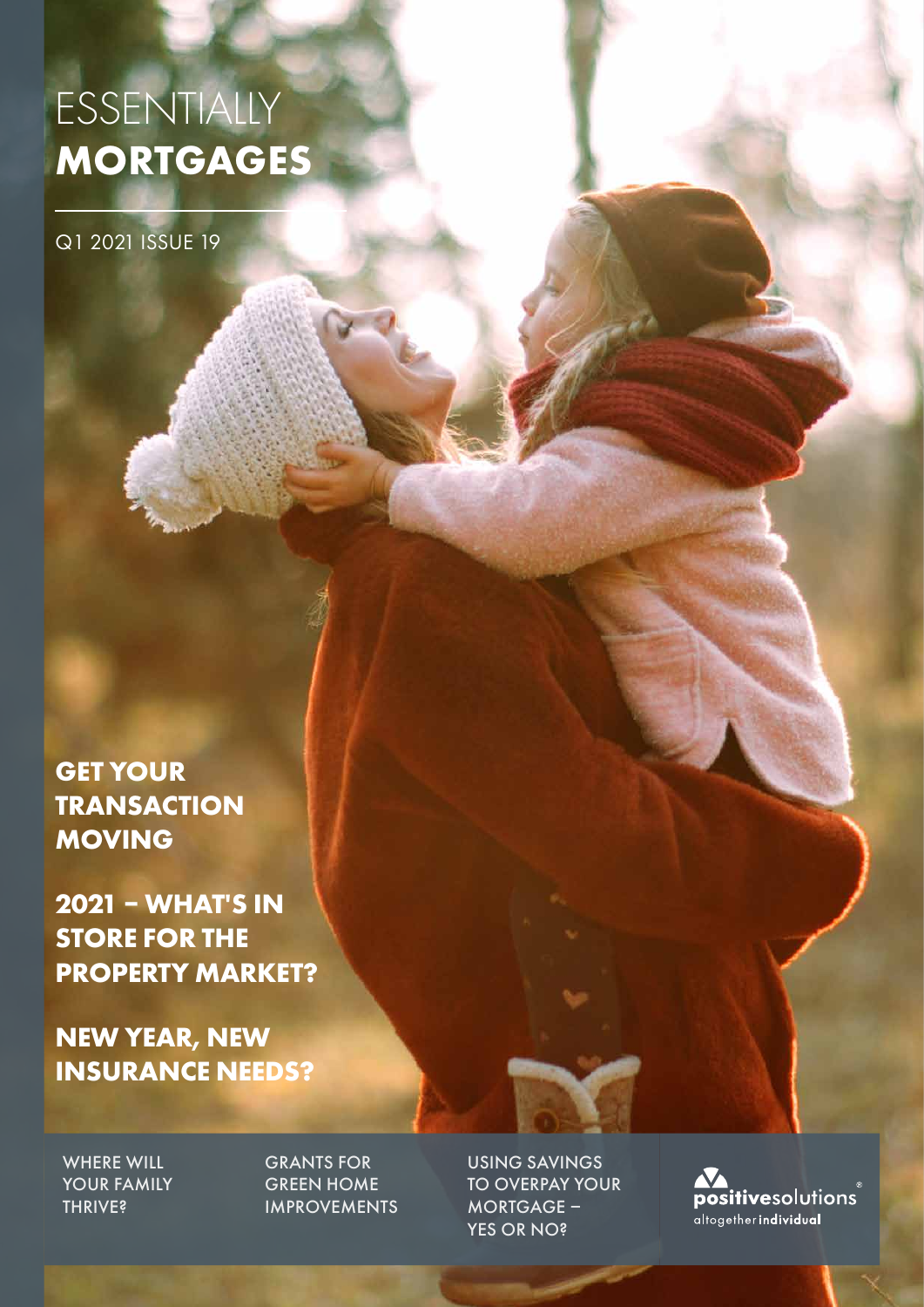# ESSENTIALLY **MORTGAGES**

Q1 2021 ISSUE 19

## GET YOUR TRANSACTION MOVING

## 2021 – WHAT'S IN STORE FOR THE PROPERTY MARKET?

## NEW YEAR, NEW INSURANCE NEEDS?

WHERE WILL YOUR FAMILY THRIVE?

GRANTS FOR GREEN HOME IMPROVEMENTS

USING SAVINGS TO OVERPAY YOUR MORTGAGE – YES OR NO?

**positive**solutions®
altogether**individual**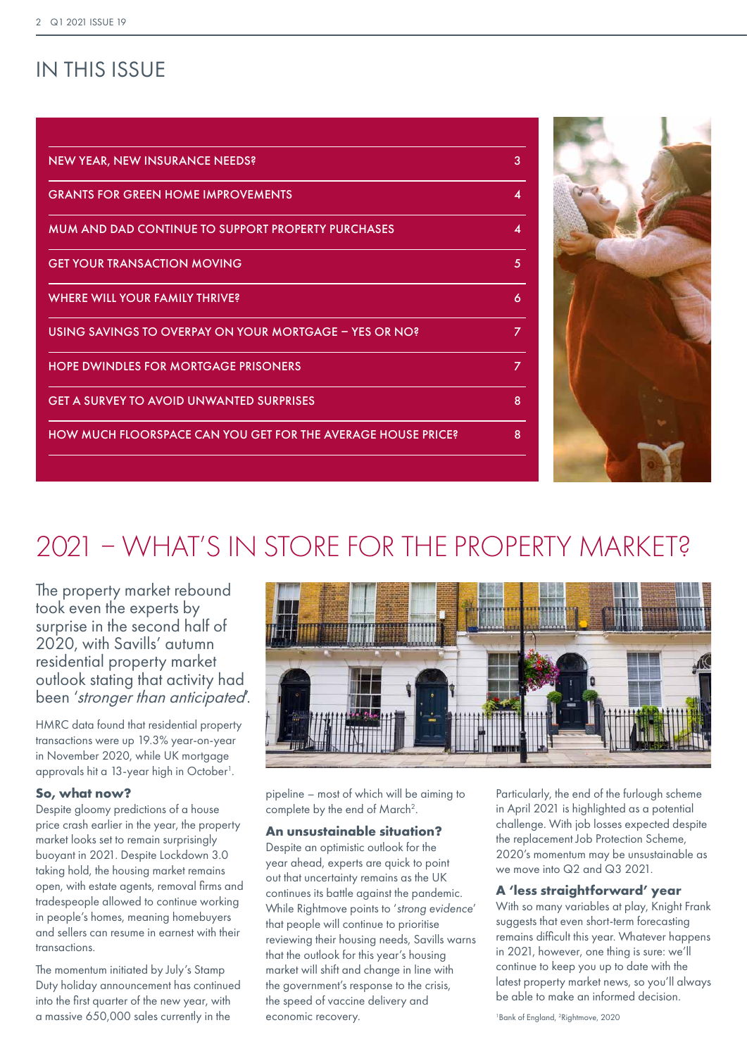# IN THIS ISSUE

| | |
|---|---|
| NEW YEAR, NEW INSURANCE NEEDS? | 3 |
| GRANTS FOR GREEN HOME IMPROVEMENTS | 4 |
| MUM AND DAD CONTINUE TO SUPPORT PROPERTY PURCHASES | 4 |
| GET YOUR TRANSACTION MOVING | 5 |
| WHERE WILL YOUR FAMILY THRIVE? | 6 |
| USING SAVINGS TO OVERPAY ON YOUR MORTGAGE – YES OR NO? | 7 |
| HOPE DWINDLES FOR MORTGAGE PRISONERS | 7 |
| GET A SURVEY TO AVOID UNWANTED SURPRISES | 8 |
| HOW MUCH FLOORSPACE CAN YOU GET FOR THE AVERAGE HOUSE PRICE? | 8 |

# 2021 – WHAT'S IN STORE FOR THE PROPERTY MARKET?

The property market rebound took even the experts by surprise in the second half of 2020, with Savills' autumn residential property market outlook stating that activity had been '*stronger than anticipated*'.

HMRC data found that residential property transactions were up 19.3% year-on-year in November 2020, while UK mortgage approvals hit a 13-year high in October[1].

### So, what now?

Despite gloomy predictions of a house price crash earlier in the year, the property market looks set to remain surprisingly buoyant in 2021. Despite Lockdown 3.0 taking hold, the housing market remains open, with estate agents, removal firms and tradespeople allowed to continue working in people's homes, meaning homebuyers and sellers can resume in earnest with their transactions.

The momentum initiated by July's Stamp Duty holiday announcement has continued into the first quarter of the new year, with a massive 650,000 sales currently in the pipeline – most of which will be aiming to complete by the end of March[2].

### An unsustainable situation?

Despite an optimistic outlook for the year ahead, experts are quick to point out that uncertainty remains as the UK continues its battle against the pandemic. While Rightmove points to '*strong evidence*' that people will continue to prioritise reviewing their housing needs, Savills warns that the outlook for this year's housing market will shift and change in line with the government's response to the crisis, the speed of vaccine delivery and economic recovery.

Particularly, the end of the furlough scheme in April 2021 is highlighted as a potential challenge. With job losses expected despite the replacement Job Protection Scheme, 2020's momentum may be unsustainable as we move into Q2 and Q3 2021.

### A 'less straightforward' year

With so many variables at play, Knight Frank suggests that even short-term forecasting remains difficult this year. Whatever happens in 2021, however, one thing is sure: we'll continue to keep you up to date with the latest property market news, so you'll always be able to make an informed decision.

[1]Bank of England, [2]Rightmove, 2020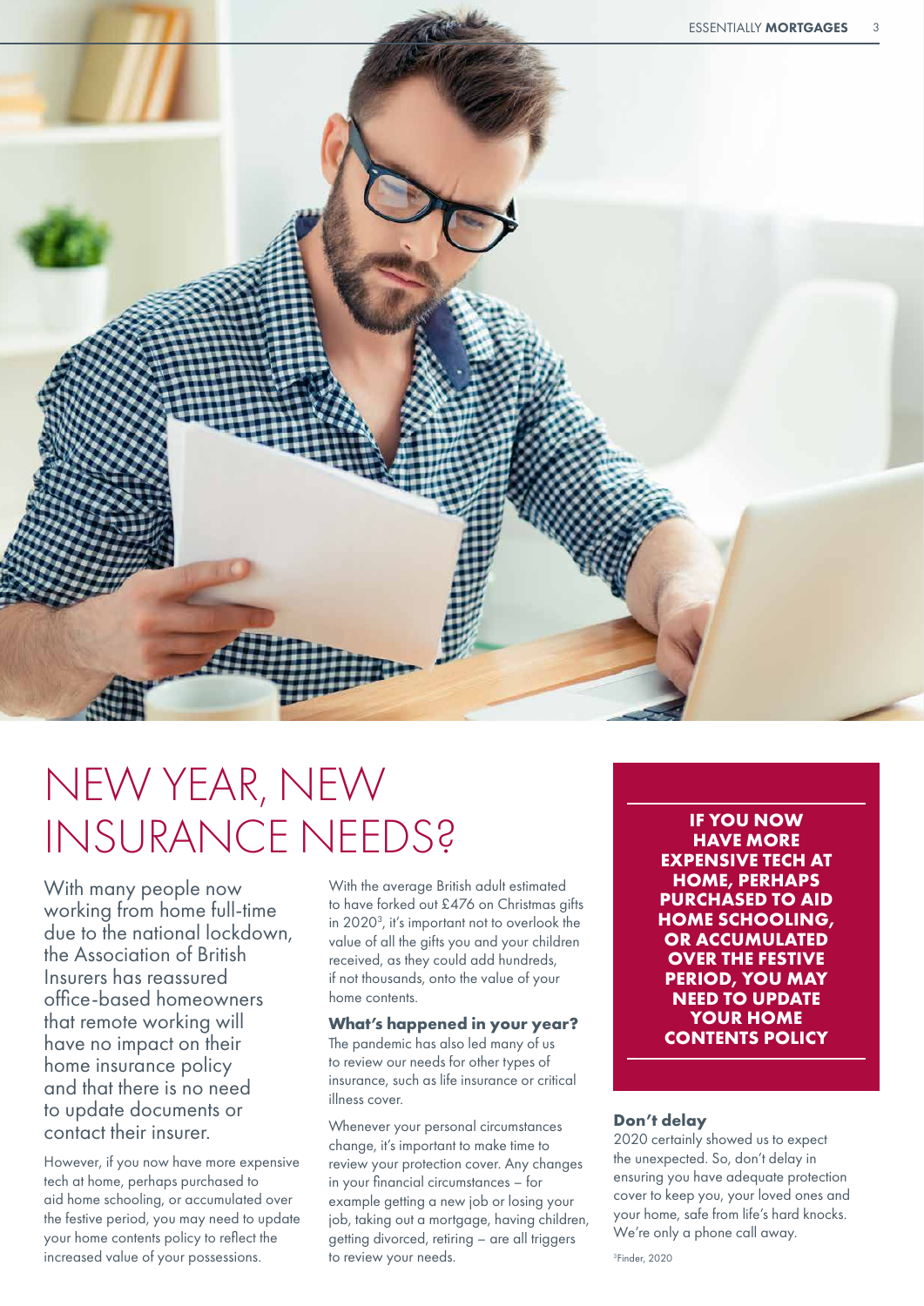# NEW YEAR, NEW INSURANCE NEEDS?

With many people now working from home full-time due to the national lockdown, the Association of British Insurers has reassured office-based homeowners that remote working will have no impact on their home insurance policy and that there is no need to update documents or contact their insurer.

However, if you now have more expensive tech at home, perhaps purchased to aid home schooling, or accumulated over the festive period, you may need to update your home contents policy to reflect the increased value of your possessions.

With the average British adult estimated to have forked out £476 on Christmas gifts in 2020[3], it's important not to overlook the value of all the gifts you and your children received, as they could add hundreds, if not thousands, onto the value of your home contents.

### What's happened in your year?

The pandemic has also led many of us to review our needs for other types of insurance, such as life insurance or critical illness cover.

Whenever your personal circumstances change, it's important to make time to review your protection cover. Any changes in your financial circumstances – for example getting a new job or losing your job, taking out a mortgage, having children, getting divorced, retiring – are all triggers to review your needs.

**IF YOU NOW HAVE MORE EXPENSIVE TECH AT HOME, PERHAPS PURCHASED TO AID HOME SCHOOLING, OR ACCUMULATED OVER THE FESTIVE PERIOD, YOU MAY NEED TO UPDATE YOUR HOME CONTENTS POLICY**

### Don't delay

2020 certainly showed us to expect the unexpected. So, don't delay in ensuring you have adequate protection cover to keep you, your loved ones and your home, safe from life's hard knocks. We're only a phone call away.

[3]Finder, 2020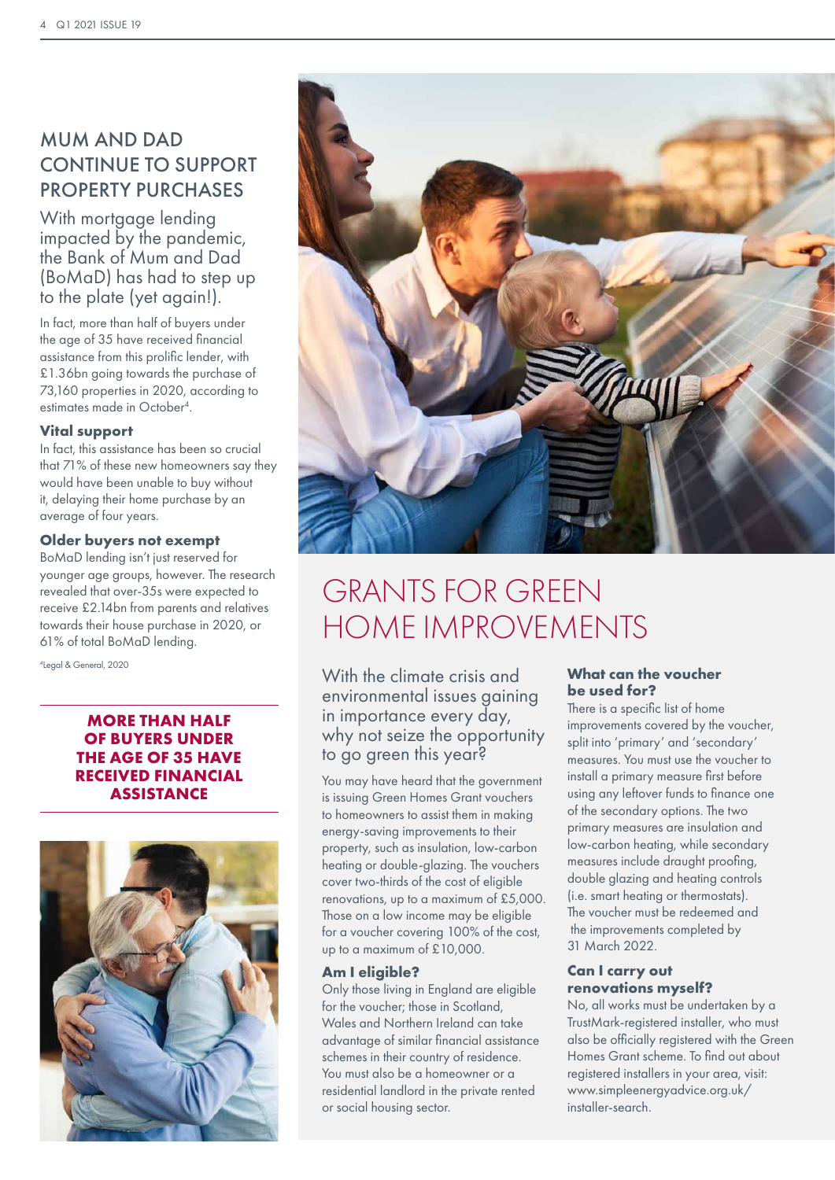## MUM AND DAD CONTINUE TO SUPPORT PROPERTY PURCHASES

With mortgage lending impacted by the pandemic, the Bank of Mum and Dad (BoMaD) has had to step up to the plate (yet again!).

In fact, more than half of buyers under the age of 35 have received financial assistance from this prolific lender, with £1.36bn going towards the purchase of 73,160 properties in 2020, according to estimates made in October[4].

### Vital support

In fact, this assistance has been so crucial that 71% of these new homeowners say they would have been unable to buy without it, delaying their home purchase by an average of four years.

### Older buyers not exempt

BoMaD lending isn't just reserved for younger age groups, however. The research revealed that over-35s were expected to receive £2.14bn from parents and relatives towards their house purchase in 2020, or 61% of total BoMaD lending.

[4]Legal & General, 2020

**MORE THAN HALF OF BUYERS UNDER THE AGE OF 35 HAVE RECEIVED FINANCIAL ASSISTANCE**

## GRANTS FOR GREEN HOME IMPROVEMENTS

With the climate crisis and environmental issues gaining in importance every day, why not seize the opportunity to go green this year?

You may have heard that the government is issuing Green Homes Grant vouchers to homeowners to assist them in making energy-saving improvements to their property, such as insulation, low-carbon heating or double-glazing. The vouchers cover two-thirds of the cost of eligible renovations, up to a maximum of £5,000. Those on a low income may be eligible for a voucher covering 100% of the cost, up to a maximum of £10,000.

### Am I eligible?

Only those living in England are eligible for the voucher; those in Scotland, Wales and Northern Ireland can take advantage of similar financial assistance schemes in their country of residence. You must also be a homeowner or a residential landlord in the private rented or social housing sector.

### What can the voucher be used for?

There is a specific list of home improvements covered by the voucher, split into 'primary' and 'secondary' measures. You must use the voucher to install a primary measure first before using any leftover funds to finance one of the secondary options. The two primary measures are insulation and low-carbon heating, while secondary measures include draught proofing, double glazing and heating controls (i.e. smart heating or thermostats). The voucher must be redeemed and the improvements completed by 31 March 2022.

### Can I carry out renovations myself?

No, all works must be undertaken by a TrustMark-registered installer, who must also be officially registered with the Green Homes Grant scheme. To find out about registered installers in your area, visit: www.simpleenergyadvice.org.uk/installer-search.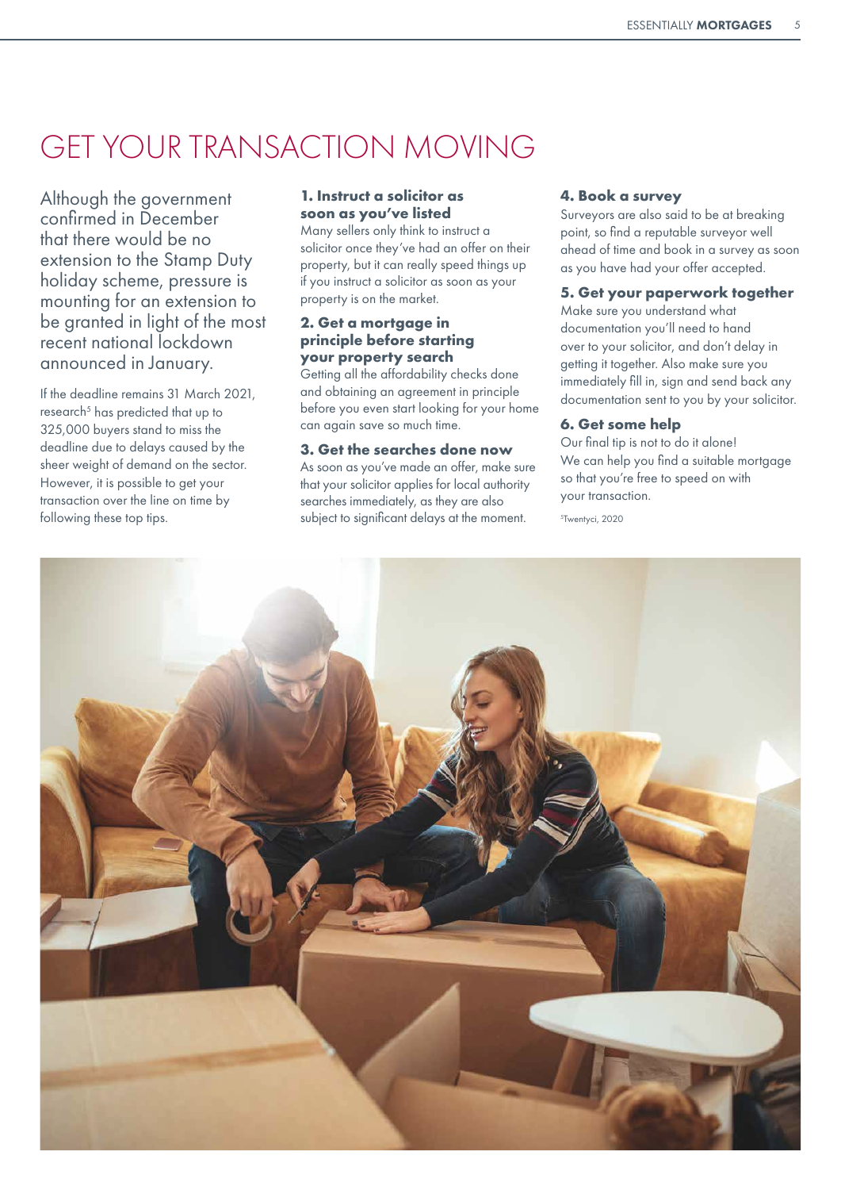# GET YOUR TRANSACTION MOVING

Although the government confirmed in December that there would be no extension to the Stamp Duty holiday scheme, pressure is mounting for an extension to be granted in light of the most recent national lockdown announced in January.

If the deadline remains 31 March 2021, research[5] has predicted that up to 325,000 buyers stand to miss the deadline due to delays caused by the sheer weight of demand on the sector. However, it is possible to get your transaction over the line on time by following these top tips.

### 1. Instruct a solicitor as soon as you've listed

Many sellers only think to instruct a solicitor once they've had an offer on their property, but it can really speed things up if you instruct a solicitor as soon as your property is on the market.

### 2. Get a mortgage in principle before starting your property search

Getting all the affordability checks done and obtaining an agreement in principle before you even start looking for your home can again save so much time.

### 3. Get the searches done now

As soon as you've made an offer, make sure that your solicitor applies for local authority searches immediately, as they are also subject to significant delays at the moment.

### 4. Book a survey

Surveyors are also said to be at breaking point, so find a reputable surveyor well ahead of time and book in a survey as soon as you have had your offer accepted.

### 5. Get your paperwork together

Make sure you understand what documentation you'll need to hand over to your solicitor, and don't delay in getting it together. Also make sure you immediately fill in, sign and send back any documentation sent to you by your solicitor.

### 6. Get some help

Our final tip is not to do it alone! We can help you find a suitable mortgage so that you're free to speed on with your transaction.

[5]Twentyci, 2020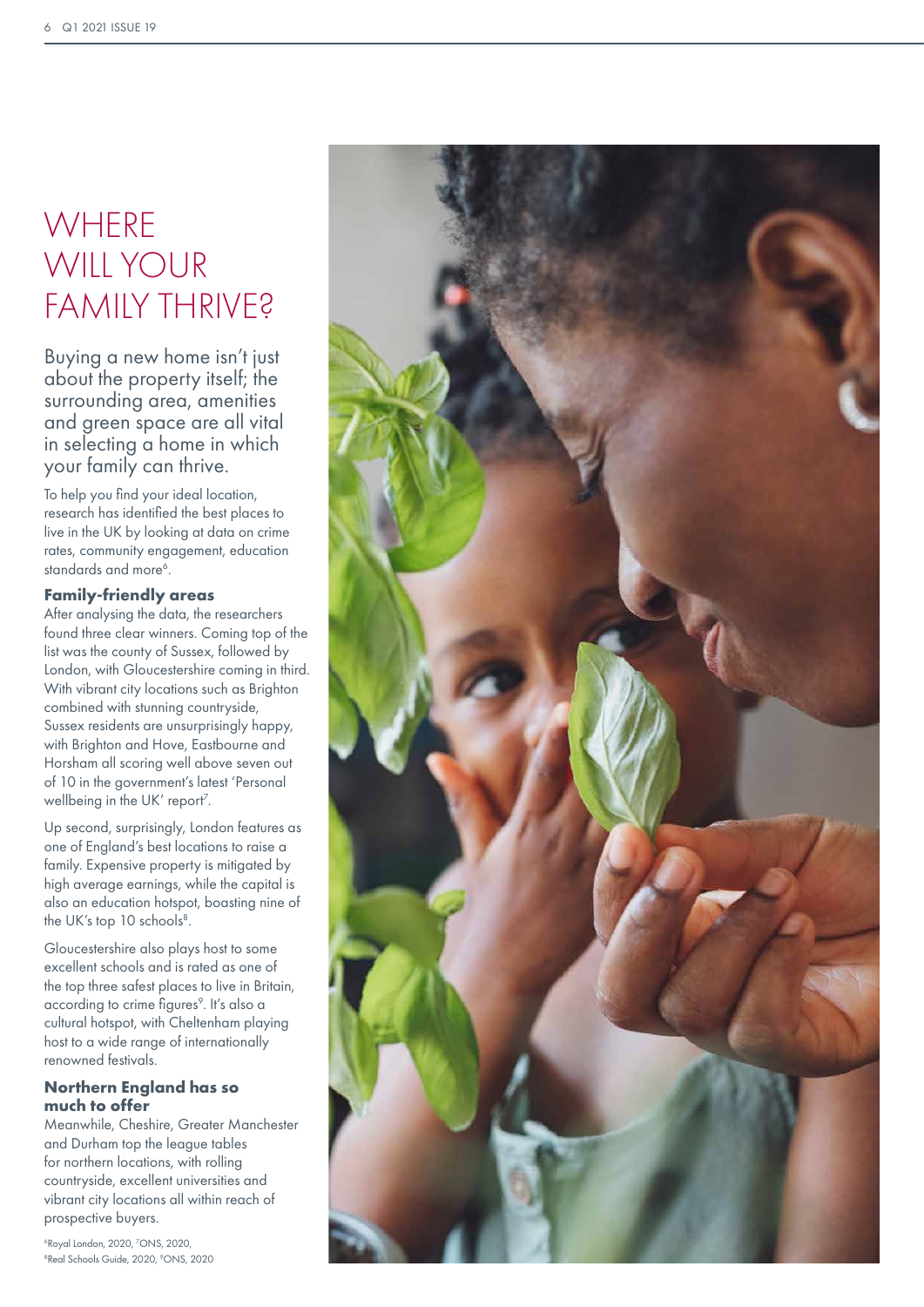# WHERE WILL YOUR FAMILY THRIVE?

Buying a new home isn't just about the property itself; the surrounding area, amenities and green space are all vital in selecting a home in which your family can thrive.

To help you find your ideal location, research has identified the best places to live in the UK by looking at data on crime rates, community engagement, education standards and more[6].

## Family-friendly areas

After analysing the data, the researchers found three clear winners. Coming top of the list was the county of Sussex, followed by London, with Gloucestershire coming in third. With vibrant city locations such as Brighton combined with stunning countryside, Sussex residents are unsurprisingly happy, with Brighton and Hove, Eastbourne and Horsham all scoring well above seven out of 10 in the government's latest 'Personal wellbeing in the UK' report[7].

Up second, surprisingly, London features as one of England's best locations to raise a family. Expensive property is mitigated by high average earnings, while the capital is also an education hotspot, boasting nine of the UK's top 10 schools[8].

Gloucestershire also plays host to some excellent schools and is rated as one of the top three safest places to live in Britain, according to crime figures[9]. It's also a cultural hotspot, with Cheltenham playing host to a wide range of internationally renowned festivals.

## Northern England has so much to offer

Meanwhile, Cheshire, Greater Manchester and Durham top the league tables for northern locations, with rolling countryside, excellent universities and vibrant city locations all within reach of prospective buyers.

[6]Royal London, 2020, [7]ONS, 2020, [8]Real Schools Guide, 2020, [9]ONS, 2020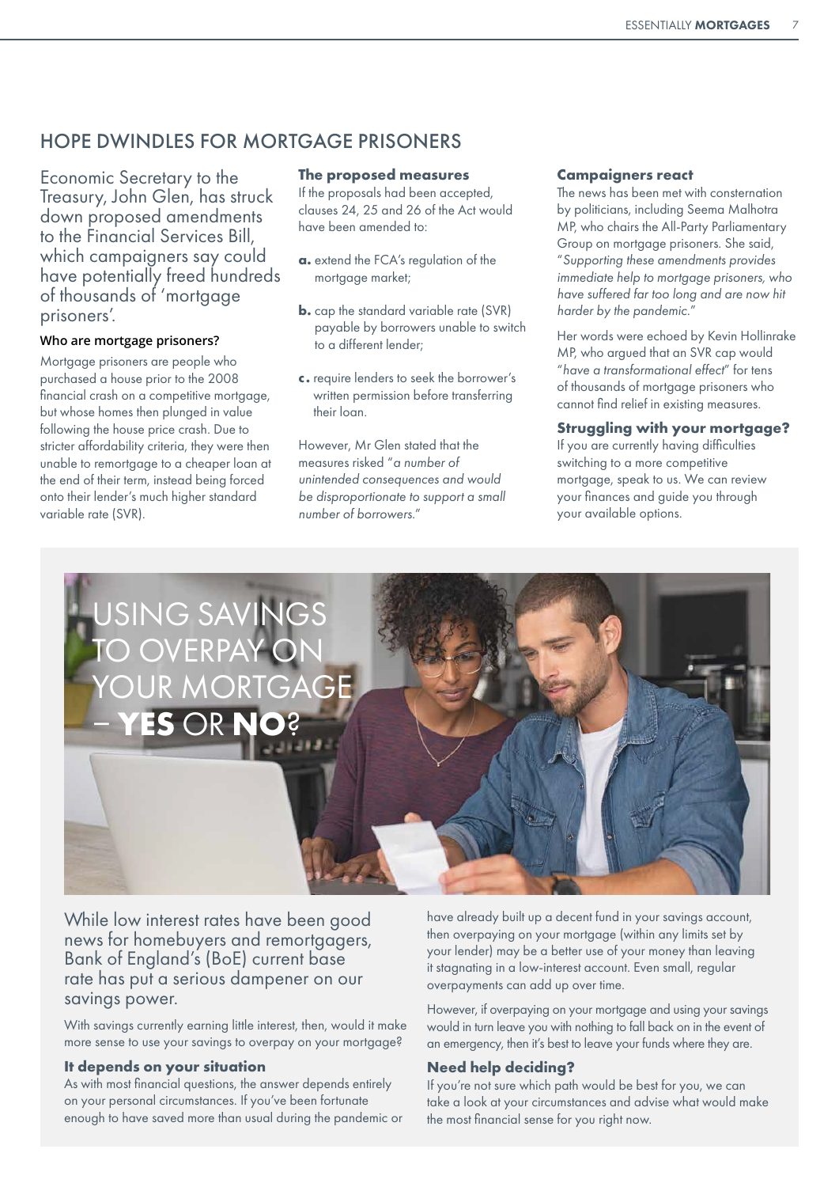## HOPE DWINDLES FOR MORTGAGE PRISONERS

Economic Secretary to the Treasury, John Glen, has struck down proposed amendments to the Financial Services Bill, which campaigners say could have potentially freed hundreds of thousands of 'mortgage prisoners'.

**Who are mortgage prisoners?**

Mortgage prisoners are people who purchased a house prior to the 2008 financial crash on a competitive mortgage, but whose homes then plunged in value following the house price crash. Due to stricter affordability criteria, they were then unable to remortgage to a cheaper loan at the end of their term, instead being forced onto their lender's much higher standard variable rate (SVR).

### The proposed measures

If the proposals had been accepted, clauses 24, 25 and 26 of the Act would have been amended to:

**a.** extend the FCA's regulation of the mortgage market;

**b.** cap the standard variable rate (SVR) payable by borrowers unable to switch to a different lender;

**c.** require lenders to seek the borrower's written permission before transferring their loan.

However, Mr Glen stated that the measures risked "*a number of unintended consequences and would be disproportionate to support a small number of borrowers.*"

### Campaigners react

The news has been met with consternation by politicians, including Seema Malhotra MP, who chairs the All-Party Parliamentary Group on mortgage prisoners. She said, "*Supporting these amendments provides immediate help to mortgage prisoners, who have suffered far too long and are now hit harder by the pandemic.*"

Her words were echoed by Kevin Hollinrake MP, who argued that an SVR cap would "*have a transformational effect*" for tens of thousands of mortgage prisoners who cannot find relief in existing measures.

### Struggling with your mortgage?

If you are currently having difficulties switching to a more competitive mortgage, speak to us. We can review your finances and guide you through your available options.

## USING SAVINGS TO OVERPAY ON YOUR MORTGAGE – YES OR NO?

While low interest rates have been good news for homebuyers and remortgagers, Bank of England's (BoE) current base rate has put a serious dampener on our savings power.

With savings currently earning little interest, then, would it make more sense to use your savings to overpay on your mortgage?

### It depends on your situation

As with most financial questions, the answer depends entirely on your personal circumstances. If you've been fortunate enough to have saved more than usual during the pandemic or have already built up a decent fund in your savings account, then overpaying on your mortgage (within any limits set by your lender) may be a better use of your money than leaving it stagnating in a low-interest account. Even small, regular overpayments can add up over time.

However, if overpaying on your mortgage and using your savings would in turn leave you with nothing to fall back on in the event of an emergency, then it's best to leave your funds where they are.

### Need help deciding?

If you're not sure which path would be best for you, we can take a look at your circumstances and advise what would make the most financial sense for you right now.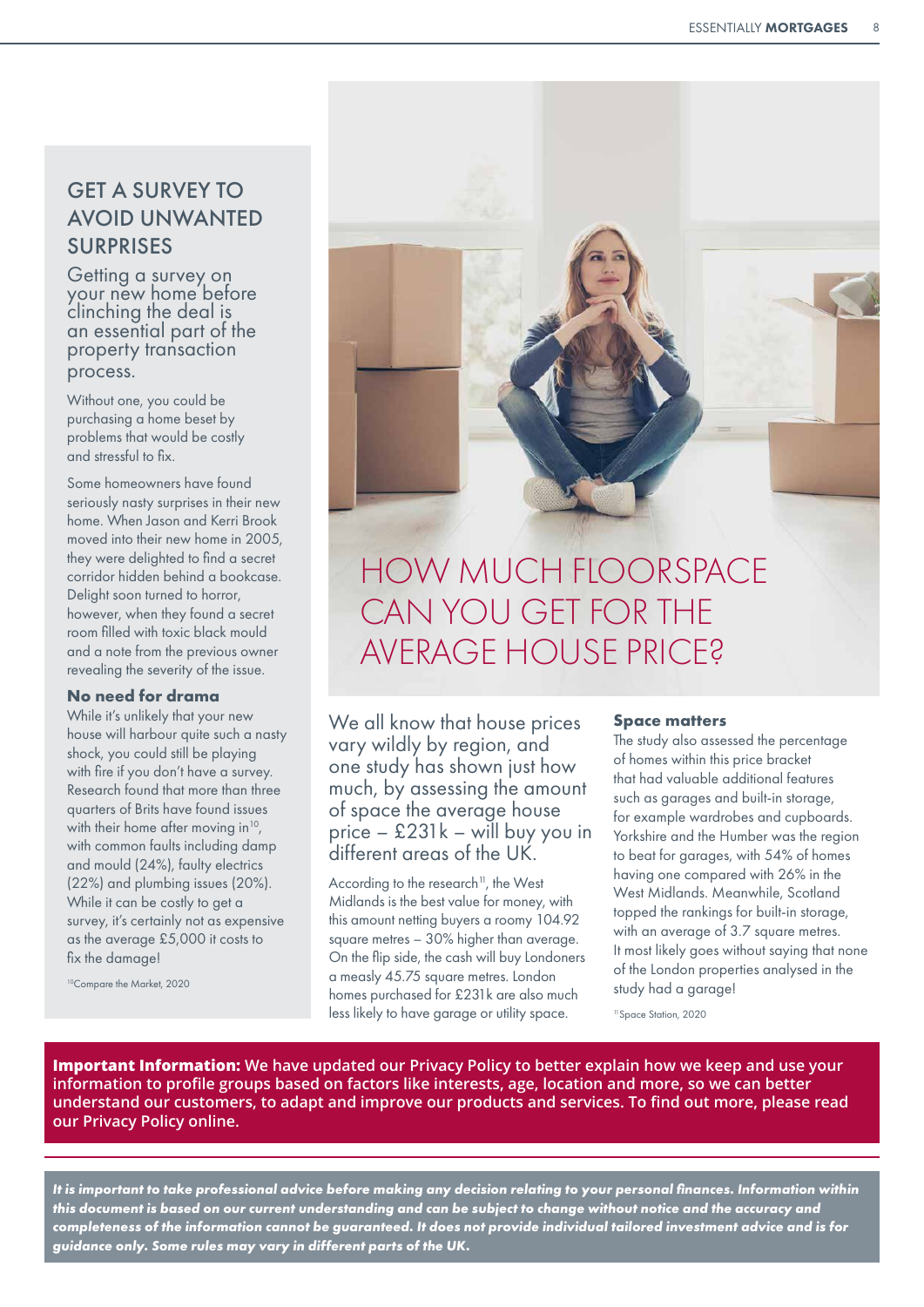## GET A SURVEY TO AVOID UNWANTED SURPRISES

Getting a survey on your new home before clinching the deal is an essential part of the property transaction process.

Without one, you could be purchasing a home beset by problems that would be costly and stressful to fix.

Some homeowners have found seriously nasty surprises in their new home. When Jason and Kerri Brook moved into their new home in 2005, they were delighted to find a secret corridor hidden behind a bookcase. Delight soon turned to horror, however, when they found a secret room filled with toxic black mould and a note from the previous owner revealing the severity of the issue.

### No need for drama

While it's unlikely that your new house will harbour quite such a nasty shock, you could still be playing with fire if you don't have a survey. Research found that more than three quarters of Brits have found issues with their home after moving in[10], with common faults including damp and mould (24%), faulty electrics (22%) and plumbing issues (20%). While it can be costly to get a survey, it's certainly not as expensive as the average £5,000 it costs to fix the damage!

[10]Compare the Market, 2020

## HOW MUCH FLOORSPACE CAN YOU GET FOR THE AVERAGE HOUSE PRICE?

We all know that house prices vary wildly by region, and one study has shown just how much, by assessing the amount of space the average house price – £231k – will buy you in different areas of the UK.

According to the research[11], the West Midlands is the best value for money, with this amount netting buyers a roomy 104.92 square metres – 30% higher than average. On the flip side, the cash will buy Londoners a measly 45.75 square metres. London homes purchased for £231k are also much less likely to have garage or utility space.

### Space matters

The study also assessed the percentage of homes within this price bracket that had valuable additional features such as garages and built-in storage, for example wardrobes and cupboards. Yorkshire and the Humber was the region to beat for garages, with 54% of homes having one compared with 26% in the West Midlands. Meanwhile, Scotland topped the rankings for built-in storage, with an average of 3.7 square metres. It most likely goes without saying that none of the London properties analysed in the study had a garage!

[11]Space Station, 2020

**Important Information:** We have updated our Privacy Policy to better explain how we keep and use your information to profile groups based on factors like interests, age, location and more, so we can better understand our customers, to adapt and improve our products and services. To find out more, please read our Privacy Policy online.

***It is important to take professional advice before making any decision relating to your personal finances. Information within this document is based on our current understanding and can be subject to change without notice and the accuracy and completeness of the information cannot be guaranteed. It does not provide individual tailored investment advice and is for guidance only. Some rules may vary in different parts of the UK.***